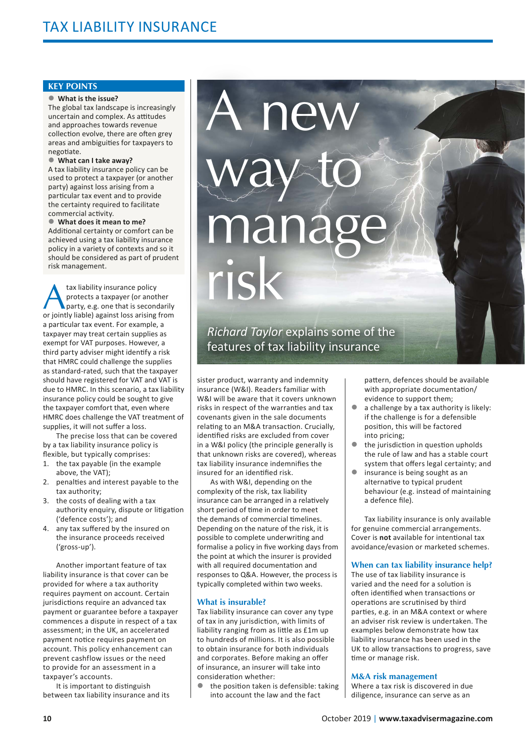# A new way to manage risk

*Richard Taylor* explains some of the features of tax liability insurance

## KEY POINTS

- **What is the issue?**
The global tax landscape is increasingly uncertain and complex. As attitudes and approaches towards revenue collection evolve, there are often grey areas and ambiguities for taxpayers to negotiate.

- **What can I take away?**
A tax liability insurance policy can be used to protect a taxpayer (or another party) against loss arising from a particular tax event and to provide the certainty required to facilitate commercial activity.

- **What does it mean to me?**
Additional certainty or comfort can be achieved using a tax liability insurance policy in a variety of contexts and so it should be considered as part of prudent risk management.

A tax liability insurance policy protects a taxpayer (or another party, e.g. one that is secondarily or jointly liable) against loss arising from a particular tax event. For example, a taxpayer may treat certain supplies as exempt for VAT purposes. However, a third party adviser might identify a risk that HMRC could challenge the supplies as standard-rated, such that the taxpayer should have registered for VAT and VAT is due to HMRC. In this scenario, a tax liability insurance policy could be sought to give the taxpayer comfort that, even where HMRC does challenge the VAT treatment of supplies, it will not suffer a loss.

The precise loss that can be covered by a tax liability insurance policy is flexible, but typically comprises:

1. the tax payable (in the example above, the VAT);
2. penalties and interest payable to the tax authority;
3. the costs of dealing with a tax authority enquiry, dispute or litigation ('defence costs'); and
4. any tax suffered by the insured on the insurance proceeds received ('gross-up').

Another important feature of tax liability insurance is that cover can be provided for where a tax authority requires payment on account. Certain jurisdictions require an advanced tax payment or guarantee before a taxpayer commences a dispute in respect of a tax assessment; in the UK, an accelerated payment notice requires payment on account. This policy enhancement can prevent cashflow issues or the need to provide for an assessment in a taxpayer's accounts.

It is important to distinguish between tax liability insurance and its sister product, warranty and indemnity insurance (W&I). Readers familiar with W&I will be aware that it covers unknown risks in respect of the warranties and tax covenants given in the sale documents relating to an M&A transaction. Crucially, identified risks are excluded from cover in a W&I policy (the principle generally is that unknown risks are covered), whereas tax liability insurance indemnifies the insured for an identified risk.

As with W&I, depending on the complexity of the risk, tax liability insurance can be arranged in a relatively short period of time in order to meet the demands of commercial timelines. Depending on the nature of the risk, it is possible to complete underwriting and formalise a policy in five working days from the point at which the insurer is provided with all required documentation and responses to Q&A. However, the process is typically completed within two weeks.

### What is insurable?

Tax liability insurance can cover any type of tax in any jurisdiction, with limits of liability ranging from as little as £1m up to hundreds of millions. It is also possible to obtain insurance for both individuals and corporates. Before making an offer of insurance, an insurer will take into consideration whether:

- the position taken is defensible: taking into account the law and the fact pattern, defences should be available with appropriate documentation/evidence to support them;
- a challenge by a tax authority is likely: if the challenge is for a defensible position, this will be factored into pricing;
- the jurisdiction in question upholds the rule of law and has a stable court system that offers legal certainty; and
- insurance is being sought as an alternative to typical prudent behaviour (e.g. instead of maintaining a defence file).

Tax liability insurance is only available for genuine commercial arrangements. Cover is **not** available for intentional tax avoidance/evasion or marketed schemes.

### When can tax liability insurance help?

The use of tax liability insurance is varied and the need for a solution is often identified when transactions or operations are scrutinised by third parties, e.g. in an M&A context or where an adviser risk review is undertaken. The examples below demonstrate how tax liability insurance has been used in the UK to allow transactions to progress, save time or manage risk.

### M&A risk management

Where a tax risk is discovered in due diligence, insurance can serve as an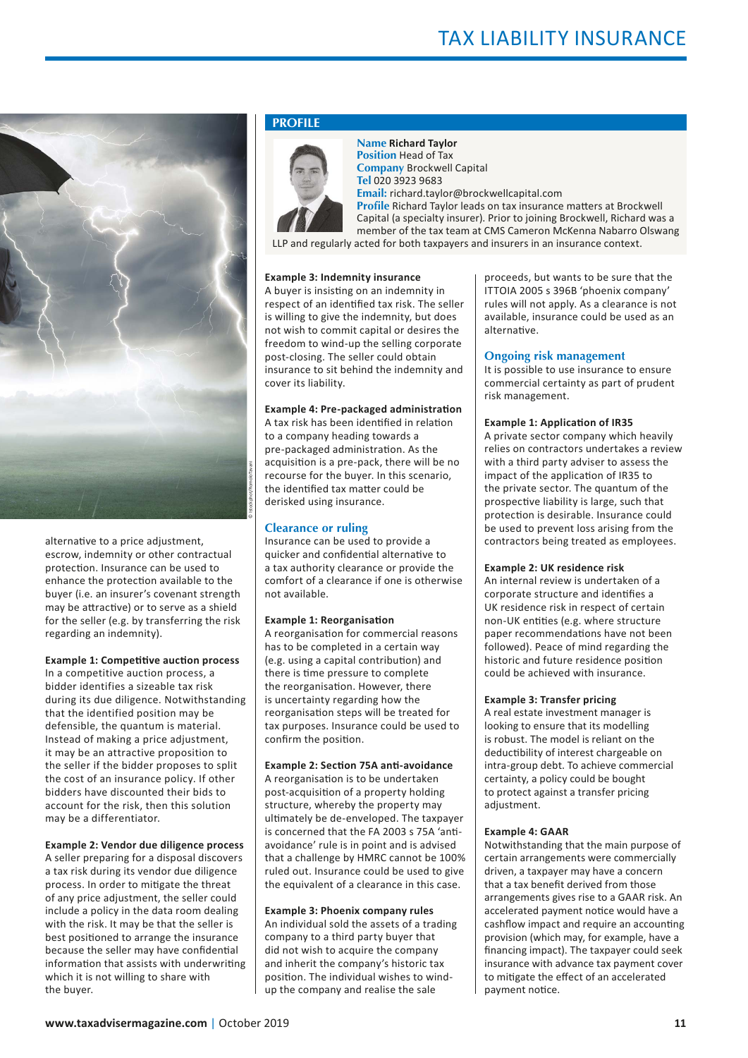alternative to a price adjustment, escrow, indemnity or other contractual protection. Insurance can be used to enhance the protection available to the buyer (i.e. an insurer's covenant strength may be attractive) or to serve as a shield for the seller (e.g. by transferring the risk regarding an indemnity).

**Example 1: Competitive auction process**

In a competitive auction process, a bidder identifies a sizeable tax risk during its due diligence. Notwithstanding that the identified position may be defensible, the quantum is material. Instead of making a price adjustment, it may be an attractive proposition to the seller if the bidder proposes to split the cost of an insurance policy. If other bidders have discounted their bids to account for the risk, then this solution may be a differentiator.

**Example 2: Vendor due diligence process**

A seller preparing for a disposal discovers a tax risk during its vendor due diligence process. In order to mitigate the threat of any price adjustment, the seller could include a policy in the data room dealing with the risk. It may be that the seller is best positioned to arrange the insurance because the seller may have confidential information that assists with underwriting which it is not willing to share with the buyer.

## PROFILE

**Name** Richard Taylor
**Position** Head of Tax
**Company** Brockwell Capital
**Tel** 020 3923 9683
**Email:** richard.taylor@brockwellcapital.com
**Profile** Richard Taylor leads on tax insurance matters at Brockwell Capital (a specialty insurer). Prior to joining Brockwell, Richard was a member of the tax team at CMS Cameron McKenna Nabarro Olswang LLP and regularly acted for both taxpayers and insurers in an insurance context.

**Example 3: Indemnity insurance**

A buyer is insisting on an indemnity in respect of an identified tax risk. The seller is willing to give the indemnity, but does not wish to commit capital or desires the freedom to wind-up the selling corporate post-closing. The seller could obtain insurance to sit behind the indemnity and cover its liability.

**Example 4: Pre-packaged administration**

A tax risk has been identified in relation to a company heading towards a pre-packaged administration. As the acquisition is a pre-pack, there will be no recourse for the buyer. In this scenario, the identified tax matter could be derisked using insurance.

## Clearance or ruling

Insurance can be used to provide a quicker and confidential alternative to a tax authority clearance or provide the comfort of a clearance if one is otherwise not available.

**Example 1: Reorganisation**

A reorganisation for commercial reasons has to be completed in a certain way (e.g. using a capital contribution) and there is time pressure to complete the reorganisation. However, there is uncertainty regarding how the reorganisation steps will be treated for tax purposes. Insurance could be used to confirm the position.

**Example 2: Section 75A anti-avoidance**

A reorganisation is to be undertaken post-acquisition of a property holding structure, whereby the property may ultimately be de-enveloped. The taxpayer is concerned that the FA 2003 s 75A 'anti-avoidance' rule is in point and is advised that a challenge by HMRC cannot be 100% ruled out. Insurance could be used to give the equivalent of a clearance in this case.

**Example 3: Phoenix company rules**

An individual sold the assets of a trading company to a third party buyer that did not wish to acquire the company and inherit the company's historic tax position. The individual wishes to wind-up the company and realise the sale proceeds, but wants to be sure that the ITTOIA 2005 s 396B 'phoenix company' rules will not apply. As a clearance is not available, insurance could be used as an alternative.

## Ongoing risk management

It is possible to use insurance to ensure commercial certainty as part of prudent risk management.

**Example 1: Application of IR35**

A private sector company which heavily relies on contractors undertakes a review with a third party adviser to assess the impact of the application of IR35 to the private sector. The quantum of the prospective liability is large, such that protection is desirable. Insurance could be used to prevent loss arising from the contractors being treated as employees.

**Example 2: UK residence risk**

An internal review is undertaken of a corporate structure and identifies a UK residence risk in respect of certain non-UK entities (e.g. where structure paper recommendations have not been followed). Peace of mind regarding the historic and future residence position could be achieved with insurance.

**Example 3: Transfer pricing**

A real estate investment manager is looking to ensure that its modelling is robust. The model is reliant on the deductibility of interest chargeable on intra-group debt. To achieve commercial certainty, a policy could be bought to protect against a transfer pricing adjustment.

**Example 4: GAAR**

Notwithstanding that the main purpose of certain arrangements were commercially driven, a taxpayer may have a concern that a tax benefit derived from those arrangements gives rise to a GAAR risk. An accelerated payment notice would have a cashflow impact and require an accounting provision (which may, for example, have a financing impact). The taxpayer could seek insurance with advance tax payment cover to mitigate the effect of an accelerated payment notice.